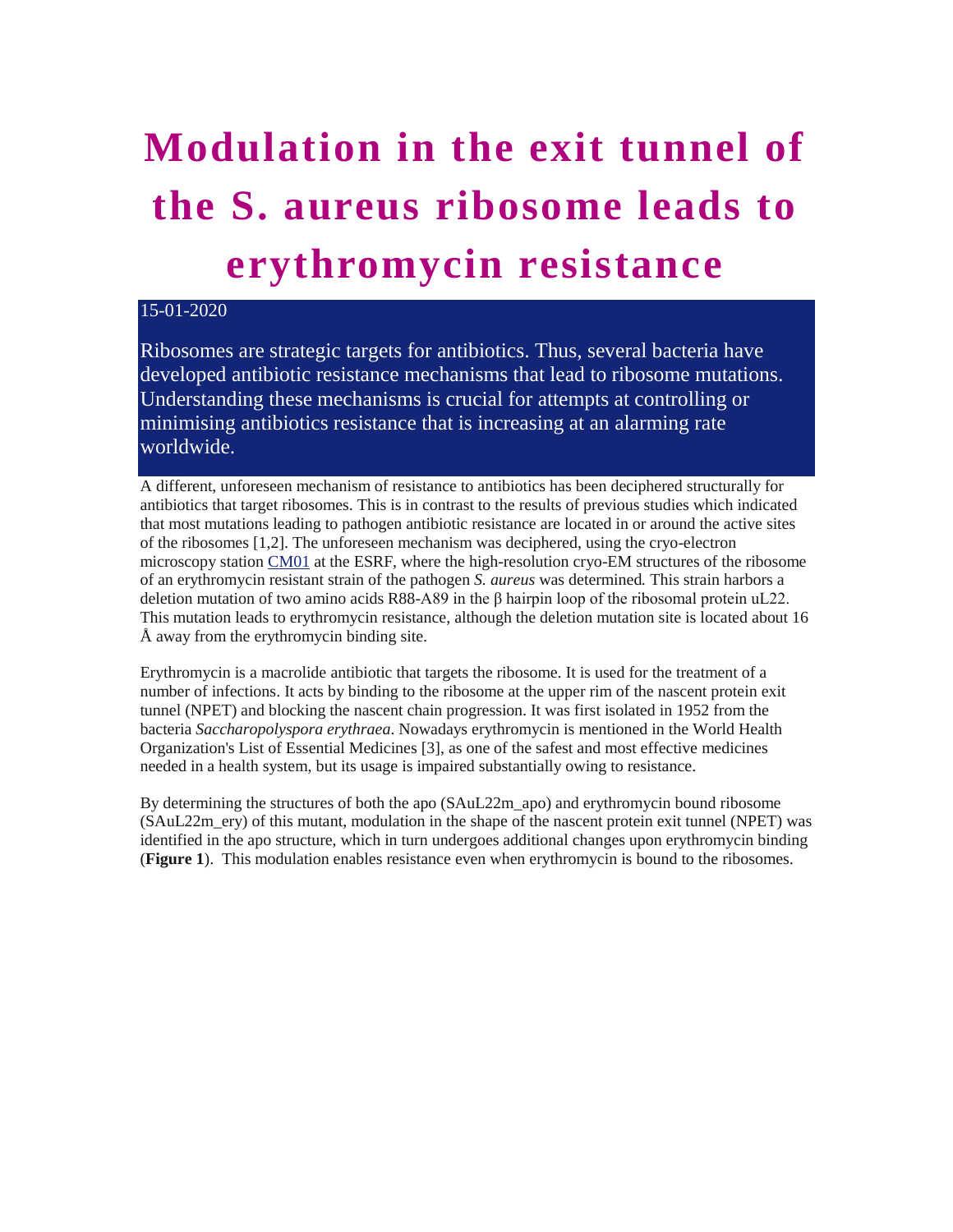# Modulation in the exit tunnel of the S. aureus ribosome leads to erythromycin resistance

15-01-2020

Ribosomes are strategic targets for antibiotics. Thus, several bacteria have developed antibiotic resistance mechanisms that lead to ribosome mutations. Understanding these mechanisms is crucial for attempts at controlling or minimising antibiotics resistance that is increasing at an alarming rate worldwide.

A different, unforeseen mechanism of resistance to antibiotics has been deciphered structurally for antibiotics that target ribosomes. This is in contrast to the results of previous studies which indicated that most mutations leading to pathogen antibiotic resistance are located in or around the active sites of the ribosomes [1,2]. The unforeseen mechanism was deciphered, using the cryo-electron microscopy station CM01 at the ESRF, where the high-resolution cryo-EM structures of the ribosome of an erythromycin resistant strain of the pathogen *S. aureus* was determined. This strain harbors a deletion mutation of two amino acids R88-A89 in the β hairpin loop of the ribosomal protein uL22. This mutation leads to erythromycin resistance, although the deletion mutation site is located about 16 Å away from the erythromycin binding site.

Erythromycin is a macrolide antibiotic that targets the ribosome. It is used for the treatment of a number of infections. It acts by binding to the ribosome at the upper rim of the nascent protein exit tunnel (NPET) and blocking the nascent chain progression. It was first isolated in 1952 from the bacteria *Saccharopolyspora erythraea*. Nowadays erythromycin is mentioned in the World Health Organization's List of Essential Medicines [3], as one of the safest and most effective medicines needed in a health system, but its usage is impaired substantially owing to resistance.

By determining the structures of both the apo (SAuL22m_apo) and erythromycin bound ribosome (SAuL22m_ery) of this mutant, modulation in the shape of the nascent protein exit tunnel (NPET) was identified in the apo structure, which in turn undergoes additional changes upon erythromycin binding (**Figure 1**). This modulation enables resistance even when erythromycin is bound to the ribosomes.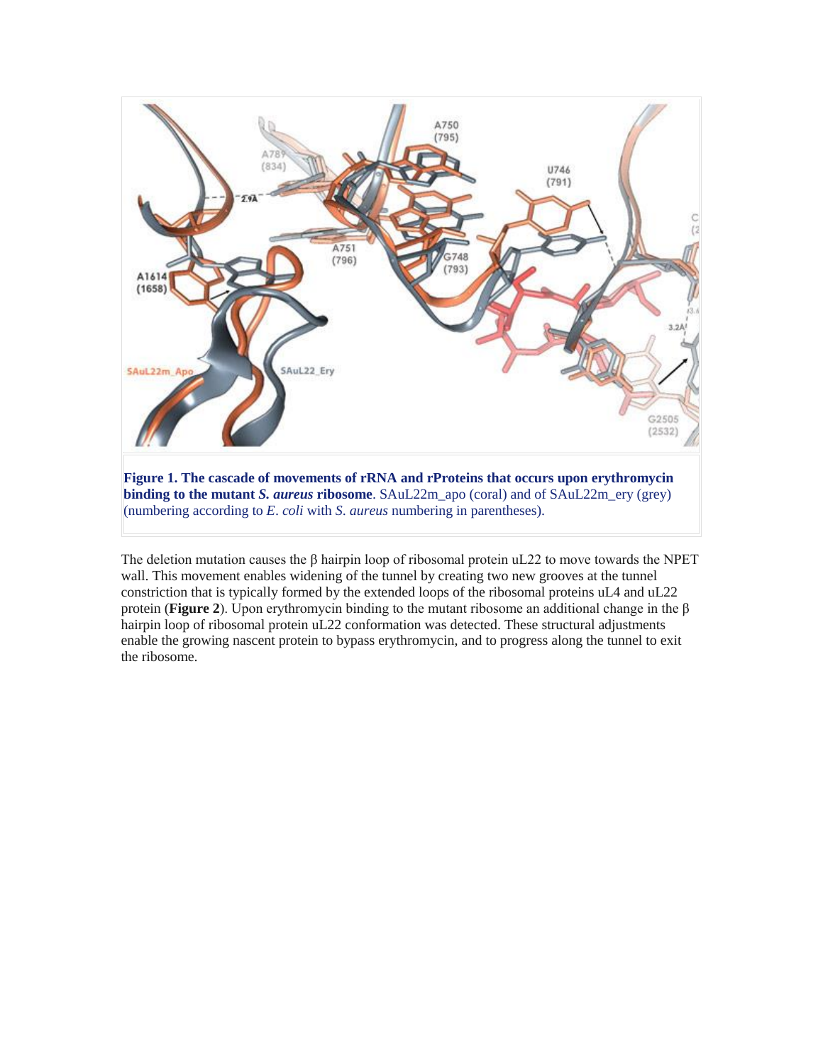**Figure 1. The cascade of movements of rRNA and rProteins that occurs upon erythromycin binding to the mutant *S. aureus* ribosome**. SAuL22m_apo (coral) and of SAuL22m_ery (grey) (numbering according to *E. coli* with *S. aureus* numbering in parentheses).

The deletion mutation causes the β hairpin loop of ribosomal protein uL22 to move towards the NPET wall. This movement enables widening of the tunnel by creating two new grooves at the tunnel constriction that is typically formed by the extended loops of the ribosomal proteins uL4 and uL22 protein (**Figure 2**). Upon erythromycin binding to the mutant ribosome an additional change in the β hairpin loop of ribosomal protein uL22 conformation was detected. These structural adjustments enable the growing nascent protein to bypass erythromycin, and to progress along the tunnel to exit the ribosome.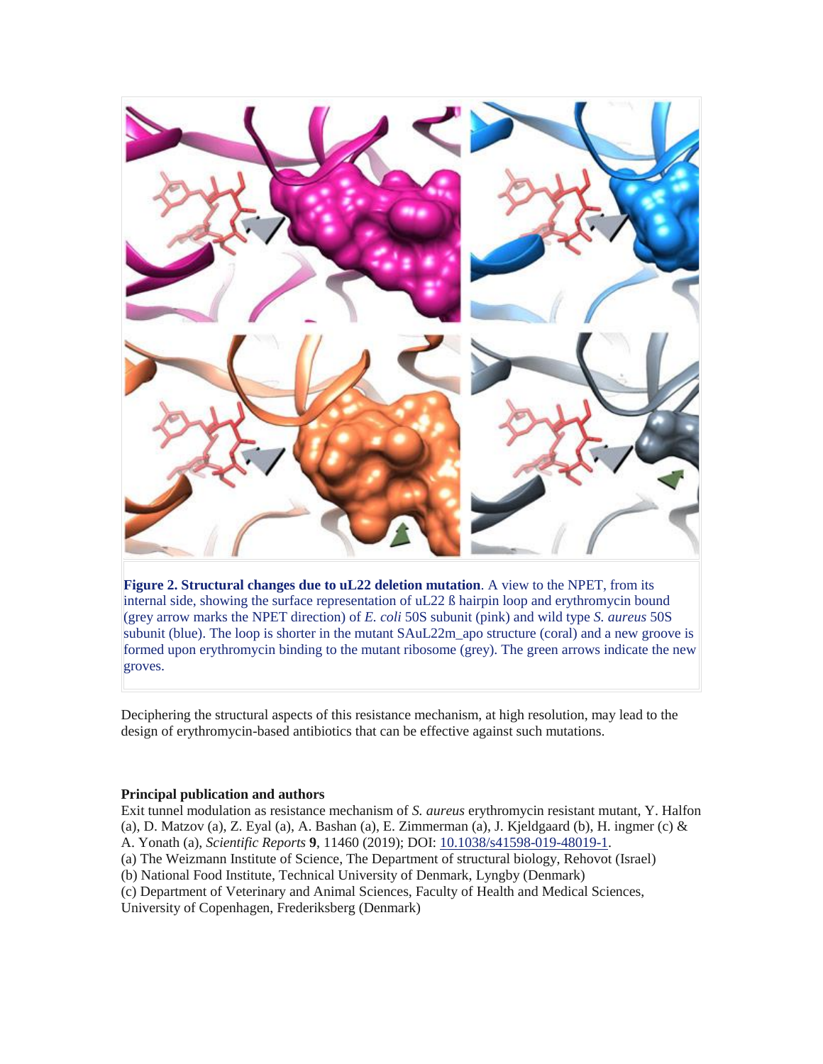**Figure 2. Structural changes due to uL22 deletion mutation**. A view to the NPET, from its internal side, showing the surface representation of uL22 ß hairpin loop and erythromycin bound (grey arrow marks the NPET direction) of *E. coli* 50S subunit (pink) and wild type *S. aureus* 50S subunit (blue). The loop is shorter in the mutant SAuL22m_apo structure (coral) and a new groove is formed upon erythromycin binding to the mutant ribosome (grey). The green arrows indicate the new groves.

Deciphering the structural aspects of this resistance mechanism, at high resolution, may lead to the design of erythromycin-based antibiotics that can be effective against such mutations.

**Principal publication and authors**

Exit tunnel modulation as resistance mechanism of *S. aureus* erythromycin resistant mutant, Y. Halfon (a), D. Matzov (a), Z. Eyal (a), A. Bashan (a), E. Zimmerman (a), J. Kjeldgaard (b), H. ingmer (c) & A. Yonath (a), *Scientific Reports* **9**, 11460 (2019); DOI: 10.1038/s41598-019-48019-1.

(a) The Weizmann Institute of Science, The Department of structural biology, Rehovot (Israel)

(b) National Food Institute, Technical University of Denmark, Lyngby (Denmark)

(c) Department of Veterinary and Animal Sciences, Faculty of Health and Medical Sciences, University of Copenhagen, Frederiksberg (Denmark)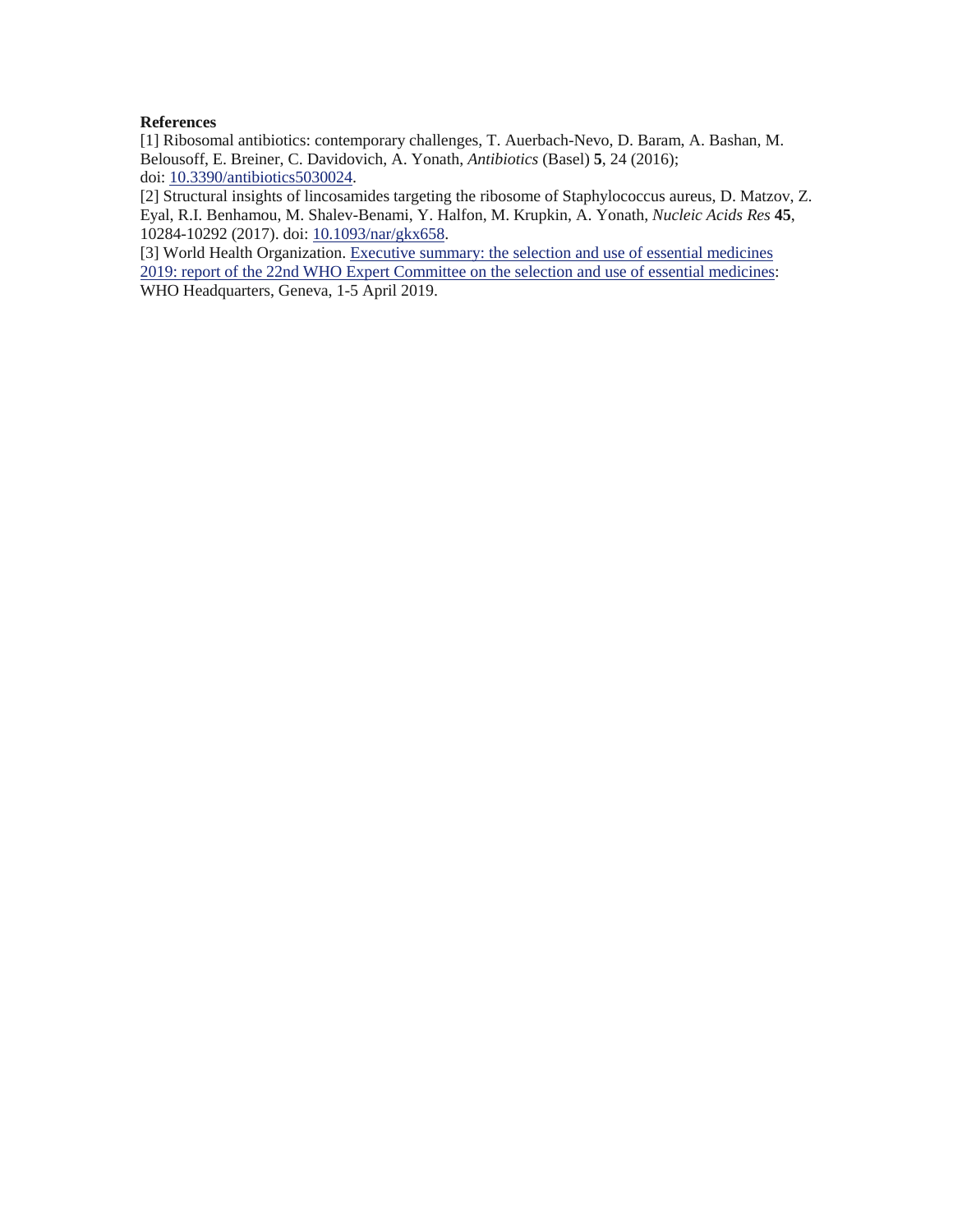**References**

[1] Ribosomal antibiotics: contemporary challenges, T. Auerbach-Nevo, D. Baram, A. Bashan, M. Belousoff, E. Breiner, C. Davidovich, A. Yonath, *Antibiotics* (Basel) **5**, 24 (2016); doi: 10.3390/antibiotics5030024.

[2] Structural insights of lincosamides targeting the ribosome of Staphylococcus aureus, D. Matzov, Z. Eyal, R.I. Benhamou, M. Shalev-Benami, Y. Halfon, M. Krupkin, A. Yonath, *Nucleic Acids Res* **45**, 10284-10292 (2017). doi: 10.1093/nar/gkx658.

[3] World Health Organization. Executive summary: the selection and use of essential medicines 2019: report of the 22nd WHO Expert Committee on the selection and use of essential medicines: WHO Headquarters, Geneva, 1-5 April 2019.